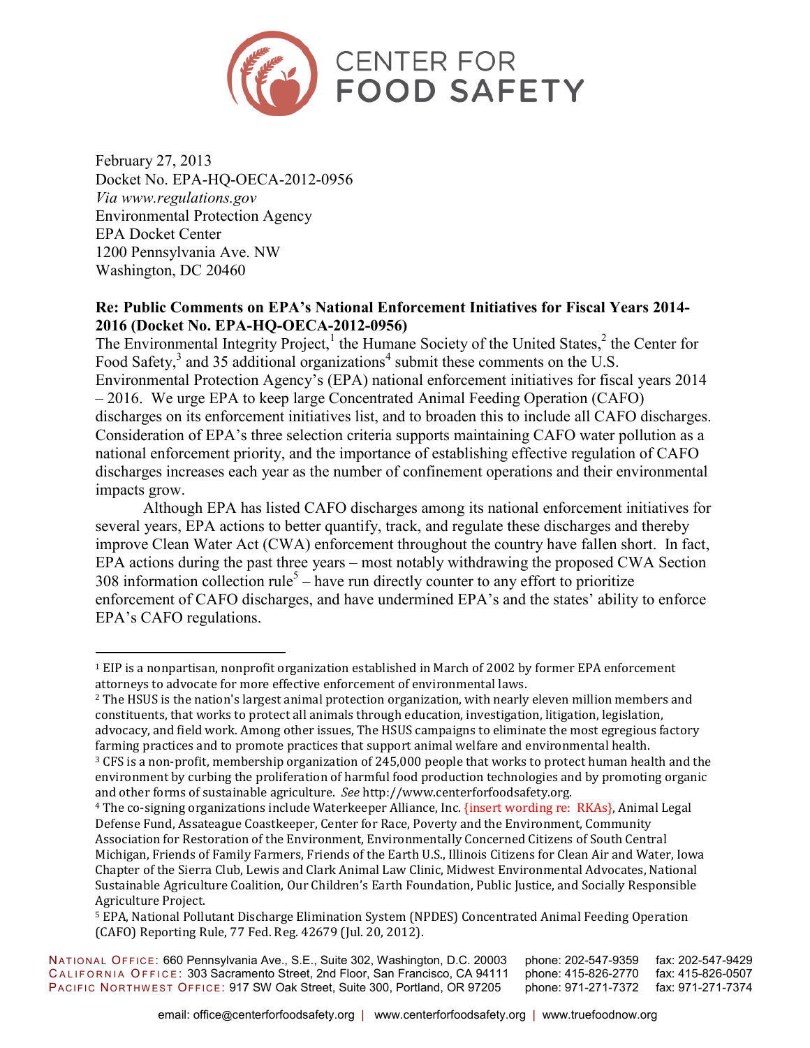CENTER FOR FOOD SAFETY

February 27, 2013
Docket No. EPA-HQ-OECA-2012-0956
*Via www.regulations.gov*
Environmental Protection Agency
EPA Docket Center
1200 Pennsylvania Ave. NW
Washington, DC 20460

**Re: Public Comments on EPA's National Enforcement Initiatives for Fiscal Years 2014-2016 (Docket No. EPA-HQ-OECA-2012-0956)**

The Environmental Integrity Project,[1] the Humane Society of the United States,[2] the Center for Food Safety,[3] and 35 additional organizations[4] submit these comments on the U.S. Environmental Protection Agency's (EPA) national enforcement initiatives for fiscal years 2014 – 2016. We urge EPA to keep large Concentrated Animal Feeding Operation (CAFO) discharges on its enforcement initiatives list, and to broaden this to include all CAFO discharges. Consideration of EPA's three selection criteria supports maintaining CAFO water pollution as a national enforcement priority, and the importance of establishing effective regulation of CAFO discharges increases each year as the number of confinement operations and their environmental impacts grow.

Although EPA has listed CAFO discharges among its national enforcement initiatives for several years, EPA actions to better quantify, track, and regulate these discharges and thereby improve Clean Water Act (CWA) enforcement throughout the country have fallen short. In fact, EPA actions during the past three years – most notably withdrawing the proposed CWA Section 308 information collection rule[5] – have run directly counter to any effort to prioritize enforcement of CAFO discharges, and have undermined EPA's and the states' ability to enforce EPA's CAFO regulations.

---

[1] EIP is a nonpartisan, nonprofit organization established in March of 2002 by former EPA enforcement attorneys to advocate for more effective enforcement of environmental laws.

[2] The HSUS is the nation's largest animal protection organization, with nearly eleven million members and constituents, that works to protect all animals through education, investigation, litigation, legislation, advocacy, and field work. Among other issues, The HSUS campaigns to eliminate the most egregious factory farming practices and to promote practices that support animal welfare and environmental health.

[3] CFS is a non-profit, membership organization of 245,000 people that works to protect human health and the environment by curbing the proliferation of harmful food production technologies and by promoting organic and other forms of sustainable agriculture. *See* http://www.centerforfoodsafety.org.

[4] The co-signing organizations include Waterkeeper Alliance, Inc. {insert wording re: RKAs}, Animal Legal Defense Fund, Assateague Coastkeeper, Center for Race, Poverty and the Environment, Community Association for Restoration of the Environment, Environmentally Concerned Citizens of South Central Michigan, Friends of Family Farmers, Friends of the Earth U.S., Illinois Citizens for Clean Air and Water, Iowa Chapter of the Sierra Club, Lewis and Clark Animal Law Clinic, Midwest Environmental Advocates, National Sustainable Agriculture Coalition, Our Children's Earth Foundation, Public Justice, and Socially Responsible Agriculture Project.

[5] EPA, National Pollutant Discharge Elimination System (NPDES) Concentrated Animal Feeding Operation (CAFO) Reporting Rule, 77 Fed. Reg. 42679 (Jul. 20, 2012).

NATIONAL OFFICE: 660 Pennsylvania Ave., S.E., Suite 302, Washington, D.C. 20003 phone: 202-547-9359 fax: 202-547-9429
CALIFORNIA OFFICE: 303 Sacramento Street, 2nd Floor, San Francisco, CA 94111 phone: 415-826-2770 fax: 415-826-0507
PACIFIC NORTHWEST OFFICE: 917 SW Oak Street, Suite 300, Portland, OR 97205 phone: 971-271-7372 fax: 971-271-7374

email: office@centerforfoodsafety.org | www.centerforfoodsafety.org | www.truefoodnow.org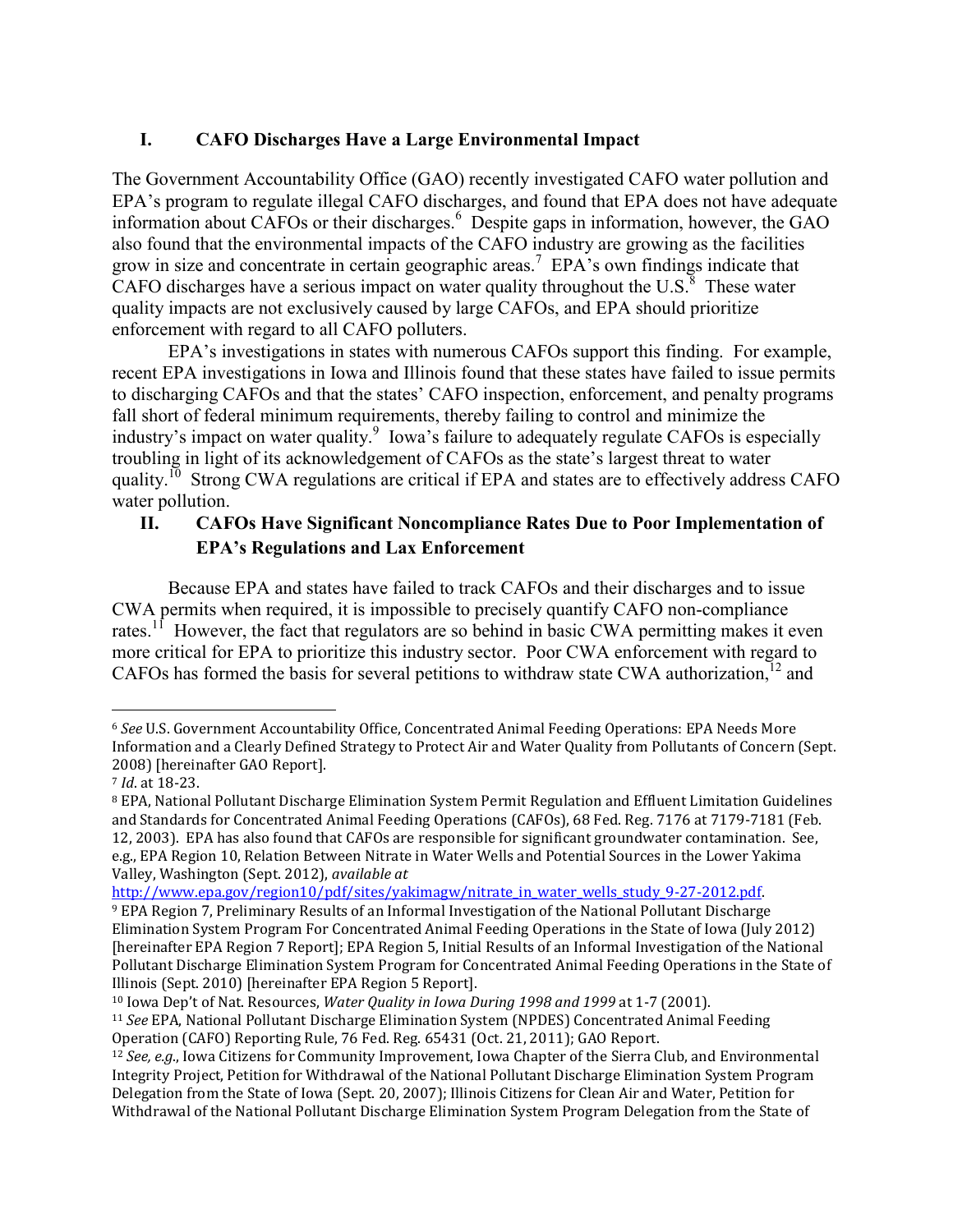## I. CAFO Discharges Have a Large Environmental Impact

The Government Accountability Office (GAO) recently investigated CAFO water pollution and EPA's program to regulate illegal CAFO discharges, and found that EPA does not have adequate information about CAFOs or their discharges.[6] Despite gaps in information, however, the GAO also found that the environmental impacts of the CAFO industry are growing as the facilities grow in size and concentrate in certain geographic areas.[7] EPA's own findings indicate that CAFO discharges have a serious impact on water quality throughout the U.S.[8] These water quality impacts are not exclusively caused by large CAFOs, and EPA should prioritize enforcement with regard to all CAFO polluters.

EPA's investigations in states with numerous CAFOs support this finding. For example, recent EPA investigations in Iowa and Illinois found that these states have failed to issue permits to discharging CAFOs and that the states' CAFO inspection, enforcement, and penalty programs fall short of federal minimum requirements, thereby failing to control and minimize the industry's impact on water quality.[9] Iowa's failure to adequately regulate CAFOs is especially troubling in light of its acknowledgement of CAFOs as the state's largest threat to water quality.[10] Strong CWA regulations are critical if EPA and states are to effectively address CAFO water pollution.

## II. CAFOs Have Significant Noncompliance Rates Due to Poor Implementation of EPA's Regulations and Lax Enforcement

Because EPA and states have failed to track CAFOs and their discharges and to issue CWA permits when required, it is impossible to precisely quantify CAFO non-compliance rates.[11] However, the fact that regulators are so behind in basic CWA permitting makes it even more critical for EPA to prioritize this industry sector. Poor CWA enforcement with regard to CAFOs has formed the basis for several petitions to withdraw state CWA authorization,[12] and

---

[6] *See* U.S. Government Accountability Office, Concentrated Animal Feeding Operations: EPA Needs More Information and a Clearly Defined Strategy to Protect Air and Water Quality from Pollutants of Concern (Sept. 2008) [hereinafter GAO Report].

[7] *Id*. at 18-23.

[8] EPA, National Pollutant Discharge Elimination System Permit Regulation and Effluent Limitation Guidelines and Standards for Concentrated Animal Feeding Operations (CAFOs), 68 Fed. Reg. 7176 at 7179-7181 (Feb. 12, 2003). EPA has also found that CAFOs are responsible for significant groundwater contamination. See, e.g., EPA Region 10, Relation Between Nitrate in Water Wells and Potential Sources in the Lower Yakima Valley, Washington (Sept. 2012), *available at* http://www.epa.gov/region10/pdf/sites/yakimagw/nitrate_in_water_wells_study_9-27-2012.pdf.

[9] EPA Region 7, Preliminary Results of an Informal Investigation of the National Pollutant Discharge Elimination System Program For Concentrated Animal Feeding Operations in the State of Iowa (July 2012) [hereinafter EPA Region 7 Report]; EPA Region 5, Initial Results of an Informal Investigation of the National Pollutant Discharge Elimination System Program for Concentrated Animal Feeding Operations in the State of Illinois (Sept. 2010) [hereinafter EPA Region 5 Report].

[10] Iowa Dep't of Nat. Resources, *Water Quality in Iowa During 1998 and 1999* at 1-7 (2001).

[11] *See* EPA, National Pollutant Discharge Elimination System (NPDES) Concentrated Animal Feeding Operation (CAFO) Reporting Rule, 76 Fed. Reg. 65431 (Oct. 21, 2011); GAO Report.

[12] *See, e.g.*, Iowa Citizens for Community Improvement, Iowa Chapter of the Sierra Club, and Environmental Integrity Project, Petition for Withdrawal of the National Pollutant Discharge Elimination System Program Delegation from the State of Iowa (Sept. 20, 2007); Illinois Citizens for Clean Air and Water, Petition for Withdrawal of the National Pollutant Discharge Elimination System Program Delegation from the State of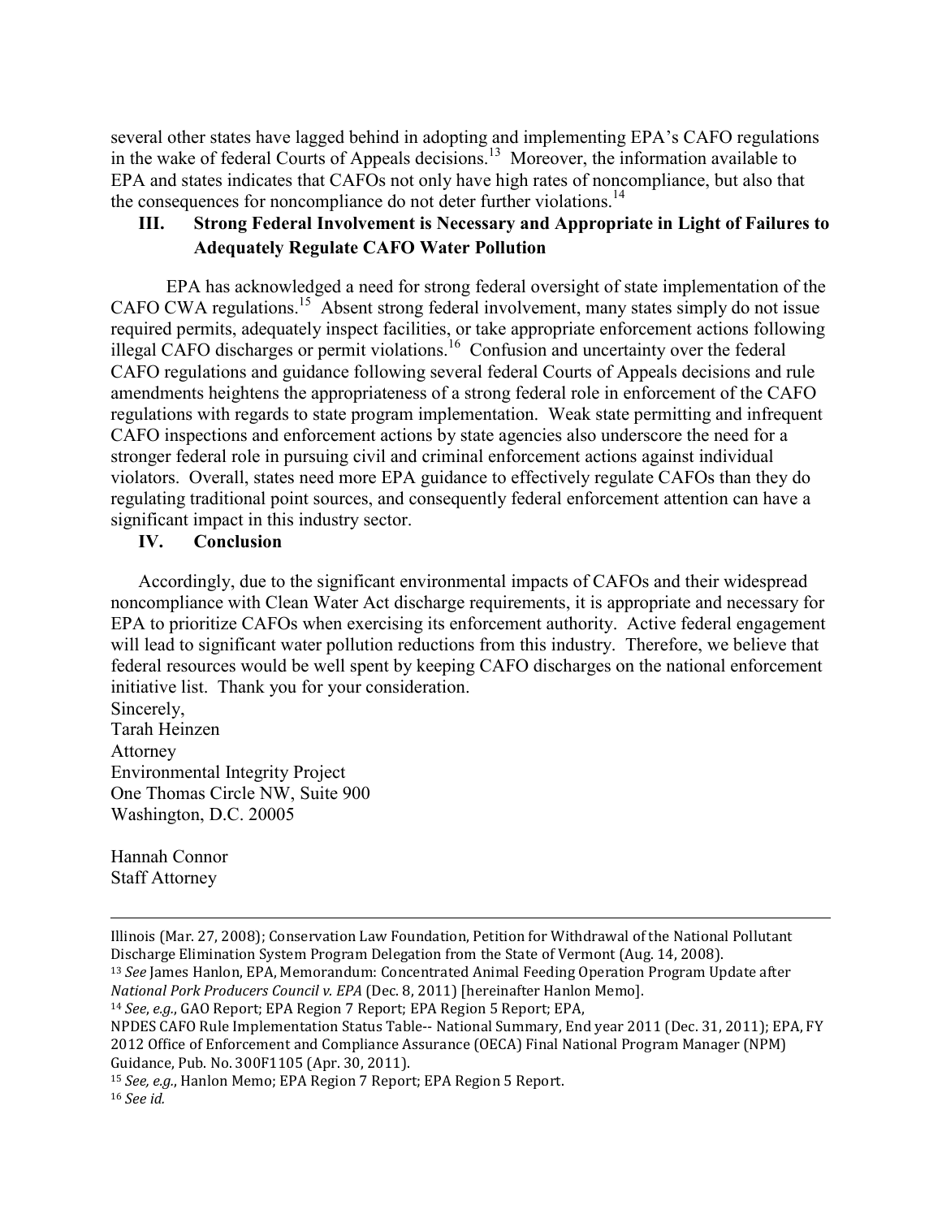several other states have lagged behind in adopting and implementing EPA's CAFO regulations in the wake of federal Courts of Appeals decisions.[13] Moreover, the information available to EPA and states indicates that CAFOs not only have high rates of noncompliance, but also that the consequences for noncompliance do not deter further violations.[14]

## III. Strong Federal Involvement is Necessary and Appropriate in Light of Failures to Adequately Regulate CAFO Water Pollution

EPA has acknowledged a need for strong federal oversight of state implementation of the CAFO CWA regulations.[15] Absent strong federal involvement, many states simply do not issue required permits, adequately inspect facilities, or take appropriate enforcement actions following illegal CAFO discharges or permit violations.[16] Confusion and uncertainty over the federal CAFO regulations and guidance following several federal Courts of Appeals decisions and rule amendments heightens the appropriateness of a strong federal role in enforcement of the CAFO regulations with regards to state program implementation. Weak state permitting and infrequent CAFO inspections and enforcement actions by state agencies also underscore the need for a stronger federal role in pursuing civil and criminal enforcement actions against individual violators. Overall, states need more EPA guidance to effectively regulate CAFOs than they do regulating traditional point sources, and consequently federal enforcement attention can have a significant impact in this industry sector.

## IV. Conclusion

Accordingly, due to the significant environmental impacts of CAFOs and their widespread noncompliance with Clean Water Act discharge requirements, it is appropriate and necessary for EPA to prioritize CAFOs when exercising its enforcement authority. Active federal engagement will lead to significant water pollution reductions from this industry. Therefore, we believe that federal resources would be well spent by keeping CAFO discharges on the national enforcement initiative list. Thank you for your consideration.

Sincerely,
Tarah Heinzen
Attorney
Environmental Integrity Project
One Thomas Circle NW, Suite 900
Washington, D.C. 20005

Hannah Connor
Staff Attorney

---

Illinois (Mar. 27, 2008); Conservation Law Foundation, Petition for Withdrawal of the National Pollutant Discharge Elimination System Program Delegation from the State of Vermont (Aug. 14, 2008).

[13] *See* James Hanlon, EPA, Memorandum: Concentrated Animal Feeding Operation Program Update after *National Pork Producers Council v. EPA* (Dec. 8, 2011) [hereinafter Hanlon Memo].

[14] *See*, *e.g.*, GAO Report; EPA Region 7 Report; EPA Region 5 Report; EPA, NPDES CAFO Rule Implementation Status Table-- National Summary, End year 2011 (Dec. 31, 2011); EPA, FY 2012 Office of Enforcement and Compliance Assurance (OECA) Final National Program Manager (NPM) Guidance, Pub. No. 300F1105 (Apr. 30, 2011).

[15] *See, e.g.*, Hanlon Memo; EPA Region 7 Report; EPA Region 5 Report.

[16] *See id.*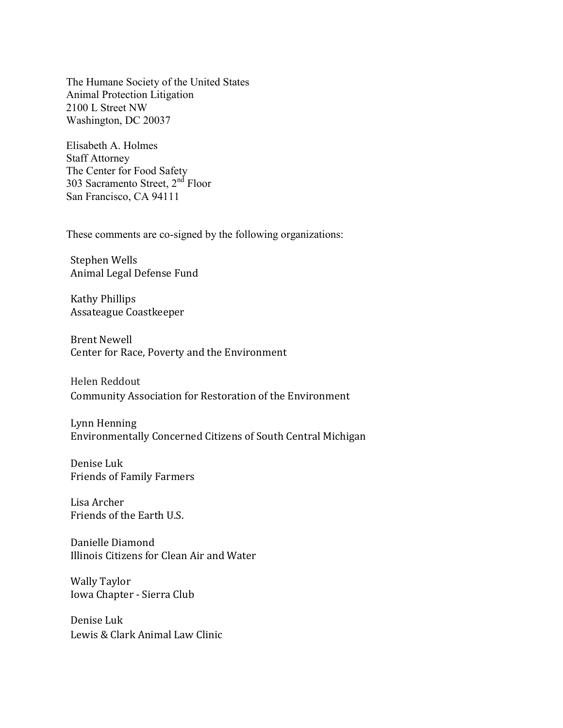The Humane Society of the United States
Animal Protection Litigation
2100 L Street NW
Washington, DC 20037

Elisabeth A. Holmes
Staff Attorney
The Center for Food Safety
303 Sacramento Street, 2nd Floor
San Francisco, CA 94111

These comments are co-signed by the following organizations:

Stephen Wells
Animal Legal Defense Fund

Kathy Phillips
Assateague Coastkeeper

Brent Newell
Center for Race, Poverty and the Environment

Helen Reddout
Community Association for Restoration of the Environment

Lynn Henning
Environmentally Concerned Citizens of South Central Michigan

Denise Luk
Friends of Family Farmers

Lisa Archer
Friends of the Earth U.S.

Danielle Diamond
Illinois Citizens for Clean Air and Water

Wally Taylor
Iowa Chapter - Sierra Club

Denise Luk
Lewis & Clark Animal Law Clinic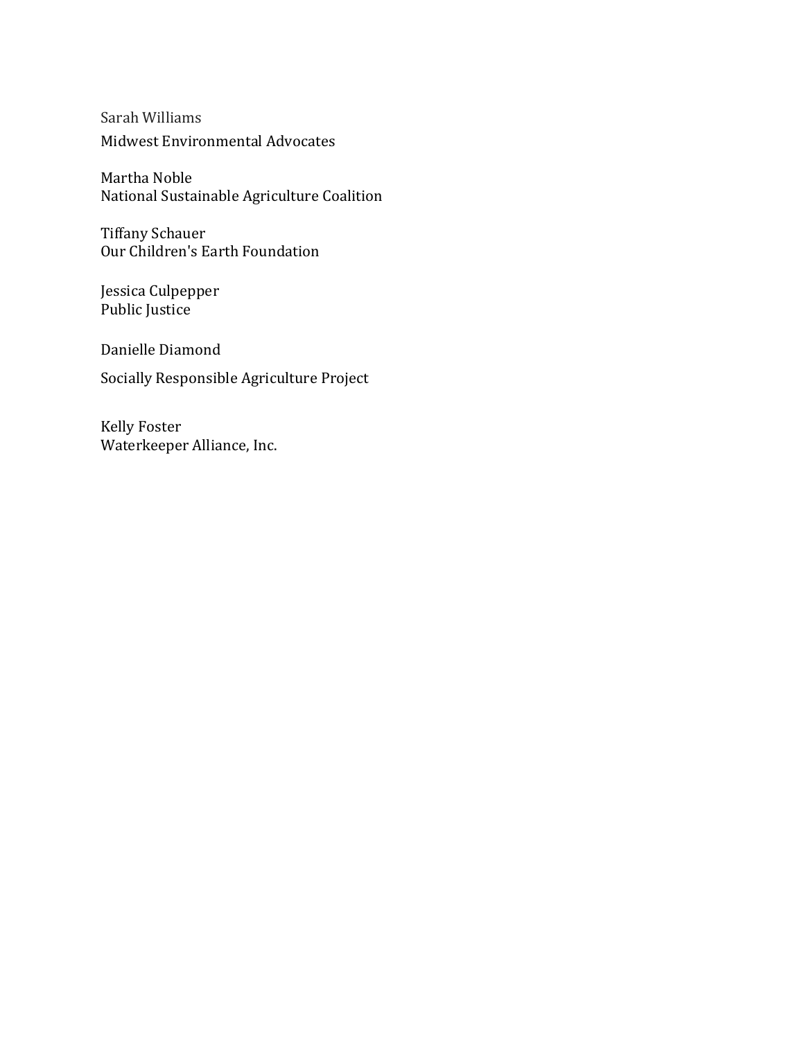Sarah Williams
Midwest Environmental Advocates

Martha Noble
National Sustainable Agriculture Coalition

Tiffany Schauer
Our Children's Earth Foundation

Jessica Culpepper
Public Justice

Danielle Diamond
Socially Responsible Agriculture Project

Kelly Foster
Waterkeeper Alliance, Inc.